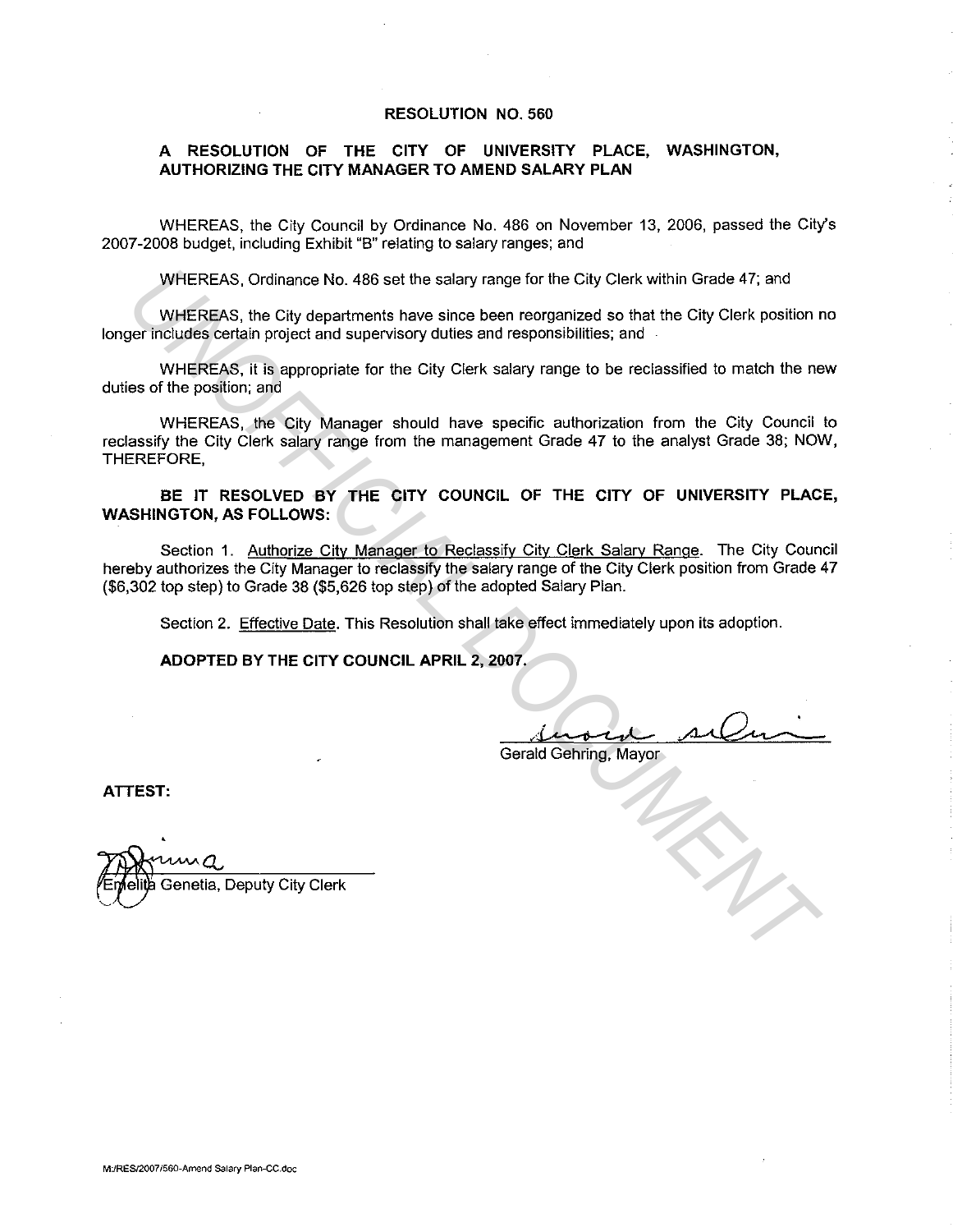# RESOLUTION NO. 560

## A RESOLUTION OF THE CITY OF UNIVERSITY PLACE, WASHINGTON, AUTHORIZING THE CITY MANAGER TO AMEND SALARY PLAN

WHEREAS, the City Council by Ordinance No. 486 on November 13, 2006, passed the City's 2007-2008 budget, including Exhibit "B" relating to salary ranges; and

WHEREAS, Ordinance No. 486 set the salary range for the City Clerk within Grade 47; and

WHEREAS, the City departments have since been reorganized so that the City Clerk position no longer includes certain project and supervisory duties and responsibilities; and

WHEREAS, it is appropriate for the City Clerk salary range to be reclassified to match the new duties of the position; and

WHEREAS, the City Manager should have specific authorization from the City Council to reclassify the City Clerk salary range from the management Grade 47 to the analyst Grade 38; NOW, THEREFORE,

**BE IT RESOLVED BY THE CITY COUNCIL OF THE CITY OF UNIVERSITY PLACE, WASHINGTON, AS FOLLOWS:**

Section 1. Authorize City Manager to Reclassify City Clerk Salary Range. The City Council hereby authorizes the City Manager to reclassify the salary range of the City Clerk position from Grade 47 ($6,302 top step) to Grade 38 ($5,626 top step) of the adopted Salary Plan.

Section 2. Effective Date. This Resolution shall take effect immediately upon its adoption.

**ADOPTED BY THE CITY COUNCIL APRIL 2, 2007.**

Gerald Gehring, Mayor

**ATTEST:**

Emelita Genetia, Deputy City Clerk

M:/RES/2007/560-Amend Salary Plan-CC.doc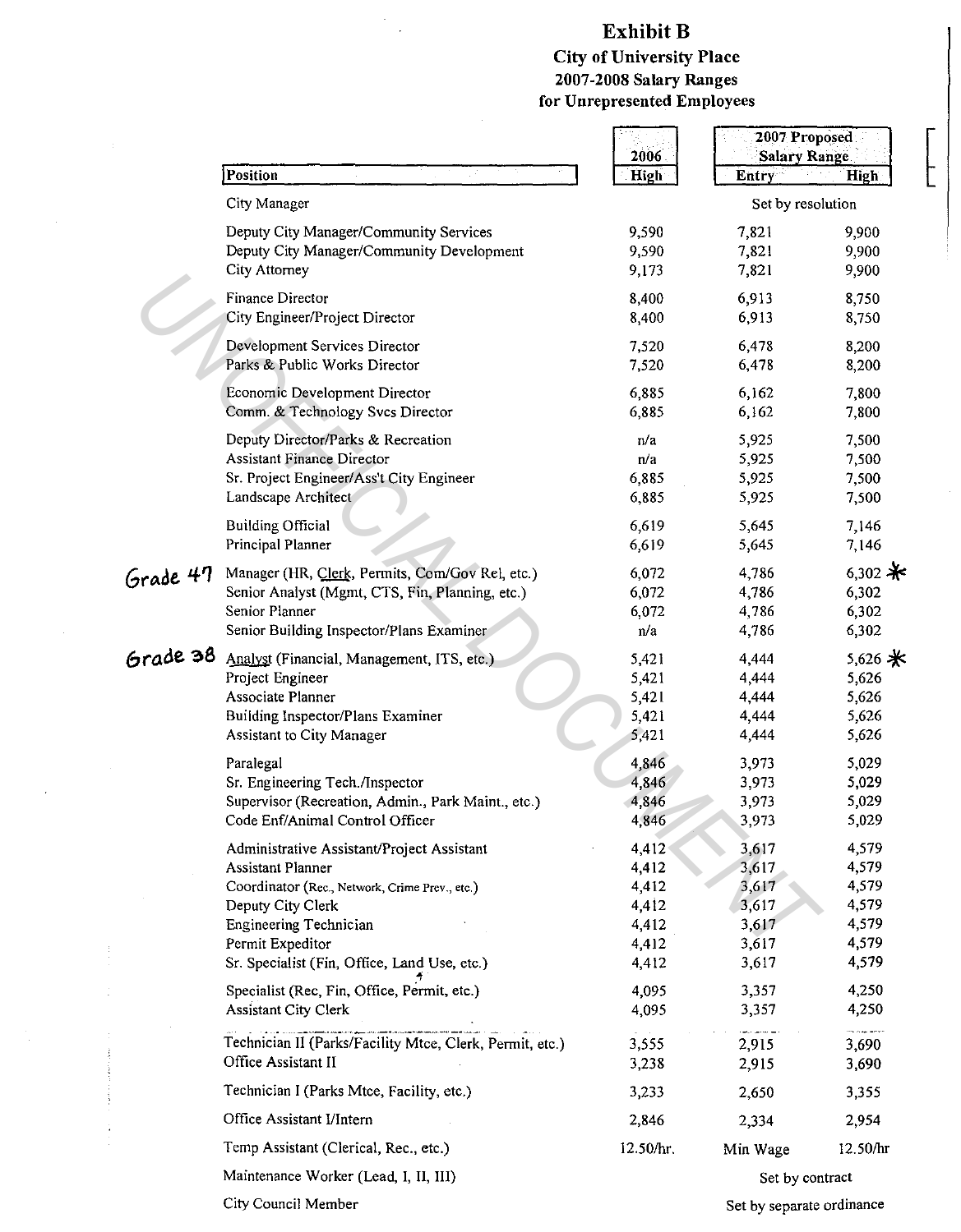# Exhibit B

## City of University Place

### 2007-2008 Salary Ranges

### for Unrepresented Employees

| | Position | 2006 High | 2007 Proposed Salary Range Entry | High | |
|---|---|---|---|---|---|
| | City Manager | | Set by resolution | | |
| | Deputy City Manager/Community Services | 9,590 | 7,821 | 9,900 | |
| | Deputy City Manager/Community Development | 9,590 | 7,821 | 9,900 | |
| | City Attorney | 9,173 | 7,821 | 9,900 | |
| | Finance Director | 8,400 | 6,913 | 8,750 | |
| | City Engineer/Project Director | 8,400 | 6,913 | 8,750 | |
| | Development Services Director | 7,520 | 6,478 | 8,200 | |
| | Parks & Public Works Director | 7,520 | 6,478 | 8,200 | |
| | Economic Development Director | 6,885 | 6,162 | 7,800 | |
| | Comm. & Technology Svcs Director | 6,885 | 6,162 | 7,800 | |
| | Deputy Director/Parks & Recreation | n/a | 5,925 | 7,500 | |
| | Assistant Finance Director | n/a | 5,925 | 7,500 | |
| | Sr. Project Engineer/Ass't City Engineer | 6,885 | 5,925 | 7,500 | |
| | Landscape Architect | 6,885 | 5,925 | 7,500 | |
| | Building Official | 6,619 | 5,645 | 7,146 | |
| | Principal Planner | 6,619 | 5,645 | 7,146 | |
| Grade 47 | Manager (HR, Clerk, Permits, Com/Gov Rel, etc.) | 6,072 | 4,786 | 6,302 | * |
| | Senior Analyst (Mgmt, CTS, Fin, Planning, etc.) | 6,072 | 4,786 | 6,302 | |
| | Senior Planner | 6,072 | 4,786 | 6,302 | |
| | Senior Building Inspector/Plans Examiner | n/a | 4,786 | 6,302 | |
| Grade 38 | Analyst (Financial, Management, ITS, etc.) | 5,421 | 4,444 | 5,626 | * |
| | Project Engineer | 5,421 | 4,444 | 5,626 | |
| | Associate Planner | 5,421 | 4,444 | 5,626 | |
| | Building Inspector/Plans Examiner | 5,421 | 4,444 | 5,626 | |
| | Assistant to City Manager | 5,421 | 4,444 | 5,626 | |
| | Paralegal | 4,846 | 3,973 | 5,029 | |
| | Sr. Engineering Tech./Inspector | 4,846 | 3,973 | 5,029 | |
| | Supervisor (Recreation, Admin., Park Maint., etc.) | 4,846 | 3,973 | 5,029 | |
| | Code Enf/Animal Control Officer | 4,846 | 3,973 | 5,029 | |
| | Administrative Assistant/Project Assistant | 4,412 | 3,617 | 4,579 | |
| | Assistant Planner | 4,412 | 3,617 | 4,579 | |
| | Coordinator (Rec., Network, Crime Prev., etc.) | 4,412 | 3,617 | 4,579 | |
| | Deputy City Clerk | 4,412 | 3,617 | 4,579 | |
| | Engineering Technician | 4,412 | 3,617 | 4,579 | |
| | Permit Expeditor | 4,412 | 3,617 | 4,579 | |
| | Sr. Specialist (Fin, Office, Land Use, etc.) | 4,412 | 3,617 | 4,579 | |
| | Specialist (Rec, Fin, Office, Permit, etc.) | 4,095 | 3,357 | 4,250 | |
| | Assistant City Clerk | 4,095 | 3,357 | 4,250 | |
| | Technician II (Parks/Facility Mtce, Clerk, Permit, etc.) | 3,555 | 2,915 | 3,690 | |
| | Office Assistant II | 3,238 | 2,915 | 3,690 | |
| | Technician I (Parks Mtce, Facility, etc.) | 3,233 | 2,650 | 3,355 | |
| | Office Assistant I/Intern | 2,846 | 2,334 | 2,954 | |
| | Temp Assistant (Clerical, Rec., etc.) | 12.50/hr. | Min Wage | 12.50/hr | |
| | Maintenance Worker (Lead, I, II, III) | | Set by contract | | |
| | City Council Member | | Set by separate ordinance | | |